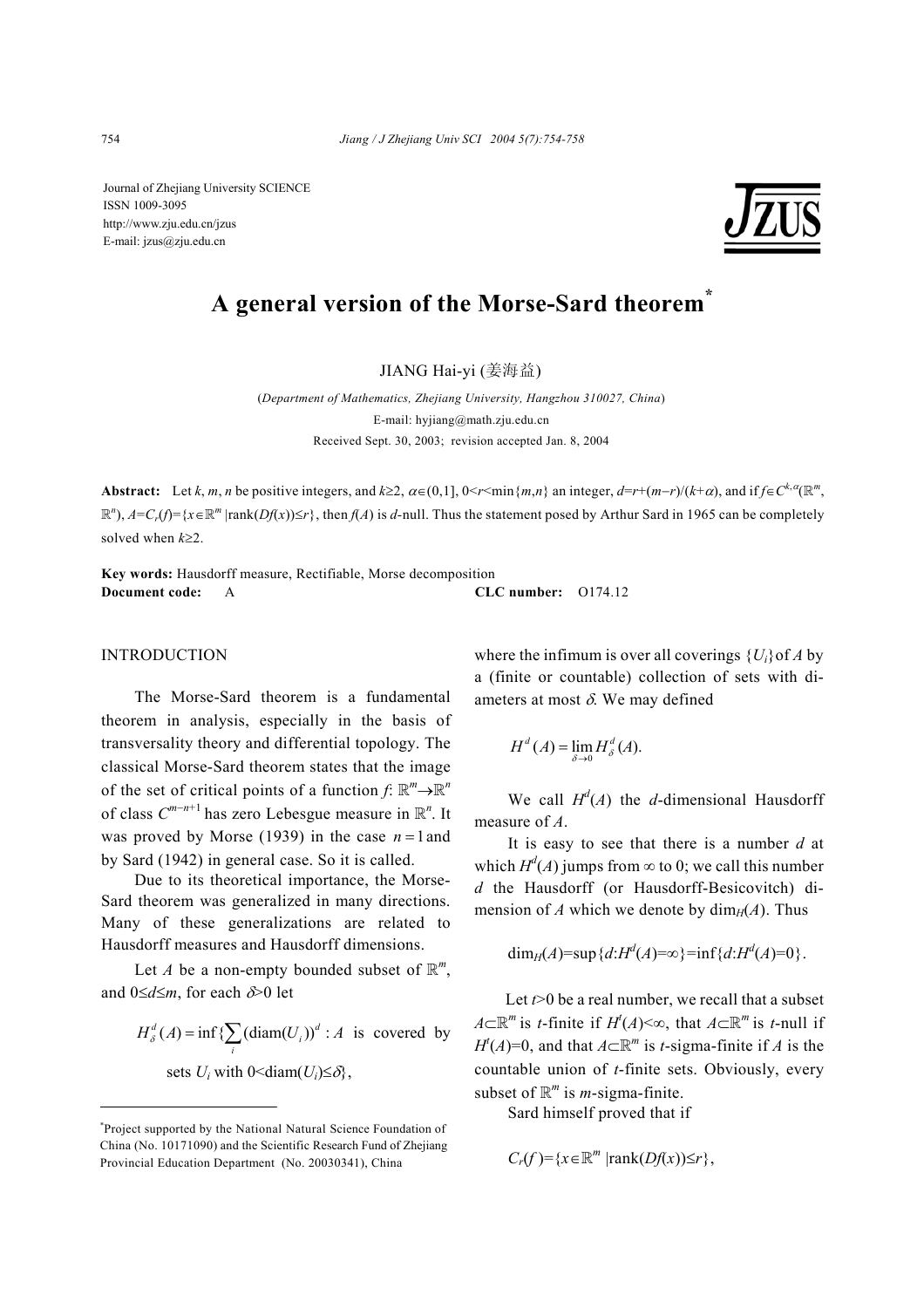Journal of Zhejiang University SCIENCE
ISSN 1009-3095
http://www.zju.edu.cn/jzus
E-mail: jzus@zju.edu.cn

# A general version of the Morse-Sard theorem*

JIANG Hai-yi (姜海益)

(*Department of Mathematics, Zhejiang University, Hangzhou 310027, China*)

E-mail: hyjiang@math.zju.edu.cn

Received Sept. 30, 2003; revision accepted Jan. 8, 2004

**Abstract:** Let $k$, $m$, $n$ be positive integers, and $k\geq 2$, $\alpha\in(0,1]$, $0<r<\min\{m,n\}$ an integer, $d=r+(m-r)/(k+\alpha)$, and if $f\in C^{k,\alpha}(\mathbb{R}^m, \mathbb{R}^n)$, $A=C_r(f)=\{x\in\mathbb{R}^m \mid \text{rank}(Df(x))\leq r\}$, then $f(A)$ is $d$-null. Thus the statement posed by Arthur Sard in 1965 can be completely solved when $k\geq 2$.

**Key words:** Hausdorff measure, Rectifiable, Morse decomposition

**Document code:** A **CLC number:** O174.12

## INTRODUCTION

The Morse-Sard theorem is a fundamental theorem in analysis, especially in the basis of transversality theory and differential topology. The classical Morse-Sard theorem states that the image of the set of critical points of a function $f$: $\mathbb{R}^m\rightarrow\mathbb{R}^n$ of class $C^{m-n+1}$ has zero Lebesgue measure in $\mathbb{R}^n$. It was proved by Morse (1939) in the case $n=1$ and by Sard (1942) in general case. So it is called.

Due to its theoretical importance, the Morse-Sard theorem was generalized in many directions. Many of these generalizations are related to Hausdorff measures and Hausdorff dimensions.

Let $A$ be a non-empty bounded subset of $\mathbb{R}^m$, and $0\leq d\leq m$, for each $\delta>0$ let

$$H_\delta^d(A)=\inf\{\sum_i(\text{diam}(U_i))^d : A \text{ is covered by sets } U_i \text{ with } 0<\text{diam}(U_i)\leq\delta\},$$

where the infimum is over all coverings $\{U_i\}$ of $A$ by a (finite or countable) collection of sets with diameters at most $\delta$. We may defined

$$H^d(A)=\lim_{\delta\rightarrow 0}H_\delta^d(A).$$

We call $H^d(A)$ the $d$-dimensional Hausdorff measure of $A$.

It is easy to see that there is a number $d$ at which $H^d(A)$ jumps from $\infty$ to 0; we call this number $d$ the Hausdorff (or Hausdorff-Besicovitch) dimension of $A$ which we denote by $\dim_H(A)$. Thus

$$\dim_H(A)=\sup\{d:H^d(A)=\infty\}=\inf\{d:H^d(A)=0\}.$$

Let $t>0$ be a real number, we recall that a subset $A\subset\mathbb{R}^m$ is $t$-finite if $H^t(A)<\infty$, that $A\subset\mathbb{R}^m$ is $t$-null if $H^t(A)=0$, and that $A\subset\mathbb{R}^m$ is $t$-sigma-finite if $A$ is the countable union of $t$-finite sets. Obviously, every subset of $\mathbb{R}^m$ is $m$-sigma-finite.

Sard himself proved that if

$$C_r(f)=\{x\in\mathbb{R}^m \mid \text{rank}(Df(x))\leq r\},$$

---

*Project supported by the National Natural Science Foundation of China (No. 10171090) and the Scientific Research Fund of Zhejiang Provincial Education Department (No. 20030341), China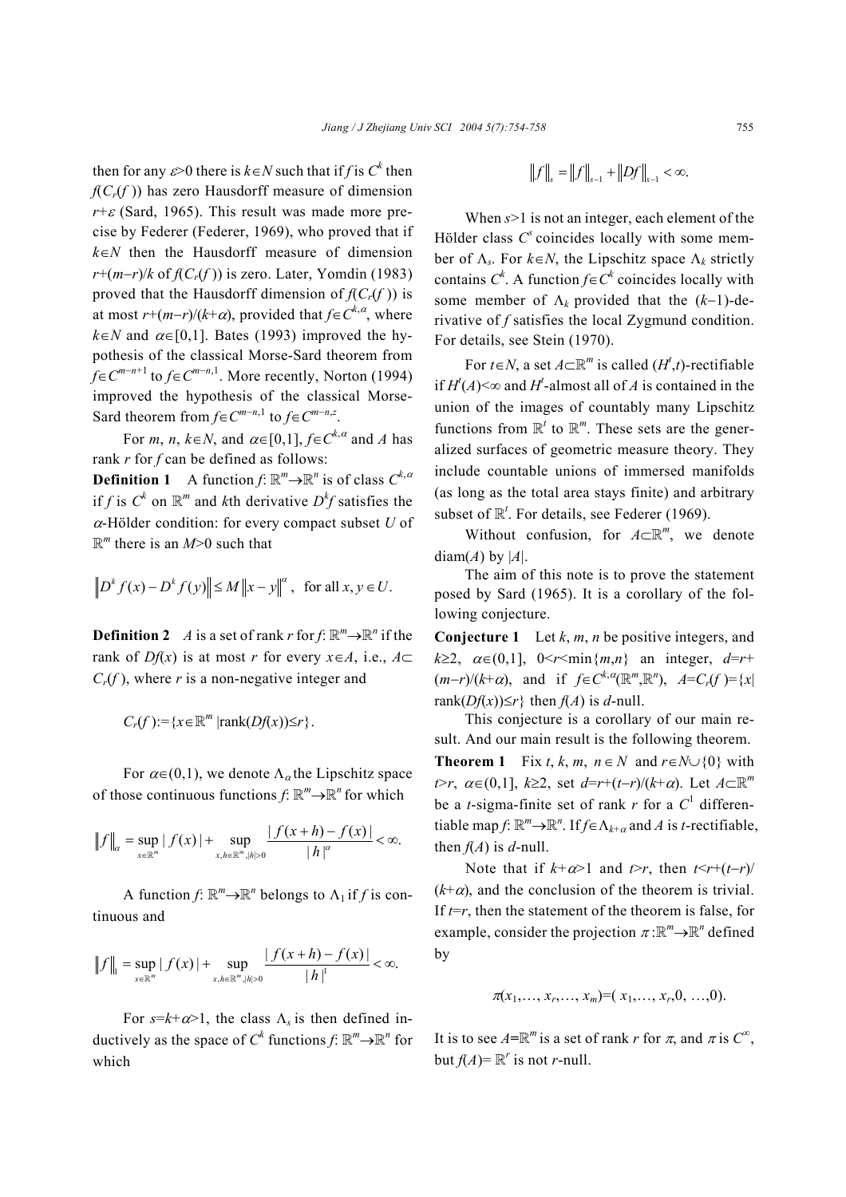then for any $\varepsilon>0$ there is $k\in N$ such that if $f$ is $C^k$ then $f(C_r(f))$ has zero Hausdorff measure of dimension $r+\varepsilon$ (Sard, 1965). This result was made more precise by Federer (Federer, 1969), who proved that if $k\in N$ then the Hausdorff measure of dimension $r+(m-r)/k$ of $f(C_r(f))$ is zero. Later, Yomdin (1983) proved that the Hausdorff dimension of $f(C_r(f))$ is at most $r+(m-r)/(k+\alpha)$, provided that $f\in C^{k,\alpha}$, where $k\in N$ and $\alpha\in[0,1]$. Bates (1993) improved the hypothesis of the classical Morse-Sard theorem from $f\in C^{m-n+1}$ to $f\in C^{m-n,1}$. More recently, Norton (1994) improved the hypothesis of the classical Morse-Sard theorem from $f\in C^{m-n,1}$ to $f\in C^{m-n,z}$.

For $m$, $n$, $k\in N$, and $\alpha\in[0,1]$, $f\in C^{k,\alpha}$ and $A$ has rank $r$ for $f$ can be defined as follows:

**Definition 1** A function $f$: $\mathbb{R}^m\to\mathbb{R}^n$ is of class $C^{k,\alpha}$ if $f$ is $C^k$ on $\mathbb{R}^m$ and $k$th derivative $D^kf$ satisfies the $\alpha$-Hölder condition: for every compact subset $U$ of $\mathbb{R}^m$ there is an $M>0$ such that

$$\left\|D^k f(x)-D^k f(y)\right\|\le M\left\|x-y\right\|^{\alpha},\quad \text{for all } x,y\in U.$$

**Definition 2** $A$ is a set of rank $r$ for $f$: $\mathbb{R}^m\to\mathbb{R}^n$ if the rank of $Df(x)$ is at most $r$ for every $x\in A$, i.e., $A\subset C_r(f)$, where $r$ is a non-negative integer and

$$C_r(f):=\{x\in\mathbb{R}^m\ |\text{rank}(Df(x))\le r\}.$$

For $\alpha\in(0,1)$, we denote $\Lambda_\alpha$ the Lipschitz space of those continuous functions $f$: $\mathbb{R}^m\to\mathbb{R}^n$ for which

$$\|f\|_\alpha=\sup_{x\in\mathbb{R}^m}|f(x)|+\sup_{x,h\in\mathbb{R}^m,|h|>0}\frac{|f(x+h)-f(x)|}{|h|^{\alpha}}<\infty.$$

A function $f$: $\mathbb{R}^m\to\mathbb{R}^n$ belongs to $\Lambda_1$ if $f$ is continuous and

$$\|f\|_1=\sup_{x\in\mathbb{R}^m}|f(x)|+\sup_{x,h\in\mathbb{R}^m,|h|>0}\frac{|f(x+h)-f(x)|}{|h|^{1}}<\infty.$$

For $s=k+\alpha>1$, the class $\Lambda_s$ is then defined inductively as the space of $C^k$ functions $f$: $\mathbb{R}^m\to\mathbb{R}^n$ for which

$$\|f\|_s=\|f\|_{s-1}+\|Df\|_{s-1}<\infty.$$

When $s>1$ is not an integer, each element of the Hölder class $C^s$ coincides locally with some member of $\Lambda_s$. For $k\in N$, the Lipschitz space $\Lambda_k$ strictly contains $C^k$. A function $f\in C^k$ coincides locally with some member of $\Lambda_k$ provided that the $(k-1)$-derivative of $f$ satisfies the local Zygmund condition. For details, see Stein (1970).

For $t\in N$, a set $A\subset\mathbb{R}^m$ is called $(H^t,t)$-rectifiable if $H^t(A)<\infty$ and $H^t$-almost all of $A$ is contained in the union of the images of countably many Lipschitz functions from $\mathbb{R}^t$ to $\mathbb{R}^m$. These sets are the generalized surfaces of geometric measure theory. They include countable unions of immersed manifolds (as long as the total area stays finite) and arbitrary subset of $\mathbb{R}^t$. For details, see Federer (1969).

Without confusion, for $A\subset\mathbb{R}^m$, we denote $\text{diam}(A)$ by $|A|$.

The aim of this note is to prove the statement posed by Sard (1965). It is a corollary of the following conjecture.

**Conjecture 1** Let $k$, $m$, $n$ be positive integers, and $k\ge2$, $\alpha\in(0,1]$, $0<r<\min\{m,n\}$ an integer, $d=r+(m-r)/(k+\alpha)$, and if $f\in C^{k,\alpha}(\mathbb{R}^m,\mathbb{R}^n)$, $A=C_r(f)=\{x|\ \text{rank}(Df(x))\le r\}$ then $f(A)$ is $d$-null.

This conjecture is a corollary of our main result. And our main result is the following theorem.

**Theorem 1** Fix $t$, $k$, $m$, $n\in N$ and $r\in N\cup\{0\}$ with $t>r$, $\alpha\in(0,1]$, $k\ge2$, set $d=r+(t-r)/(k+\alpha)$. Let $A\subset\mathbb{R}^m$ be a $t$-sigma-finite set of rank $r$ for a $C^1$ differentiable map $f$: $\mathbb{R}^m\to\mathbb{R}^n$. If $f\in\Lambda_{k+\alpha}$ and $A$ is $t$-rectifiable, then $f(A)$ is $d$-null.

Note that if $k+\alpha>1$ and $t>r$, then $t<r+(t-r)/(k+\alpha)$, and the conclusion of the theorem is trivial. If $t=r$, then the statement of the theorem is false, for example, consider the projection $\pi$: $\mathbb{R}^m\to\mathbb{R}^n$ defined by

$$\pi(x_1,\ldots,x_r,\ldots,x_m)=(x_1,\ldots,x_r,0,\ldots,0).$$

It is to see $A=\mathbb{R}^m$ is a set of rank $r$ for $\pi$, and $\pi$ is $C^\infty$, but $f(A)=\mathbb{R}^r$ is not $r$-null.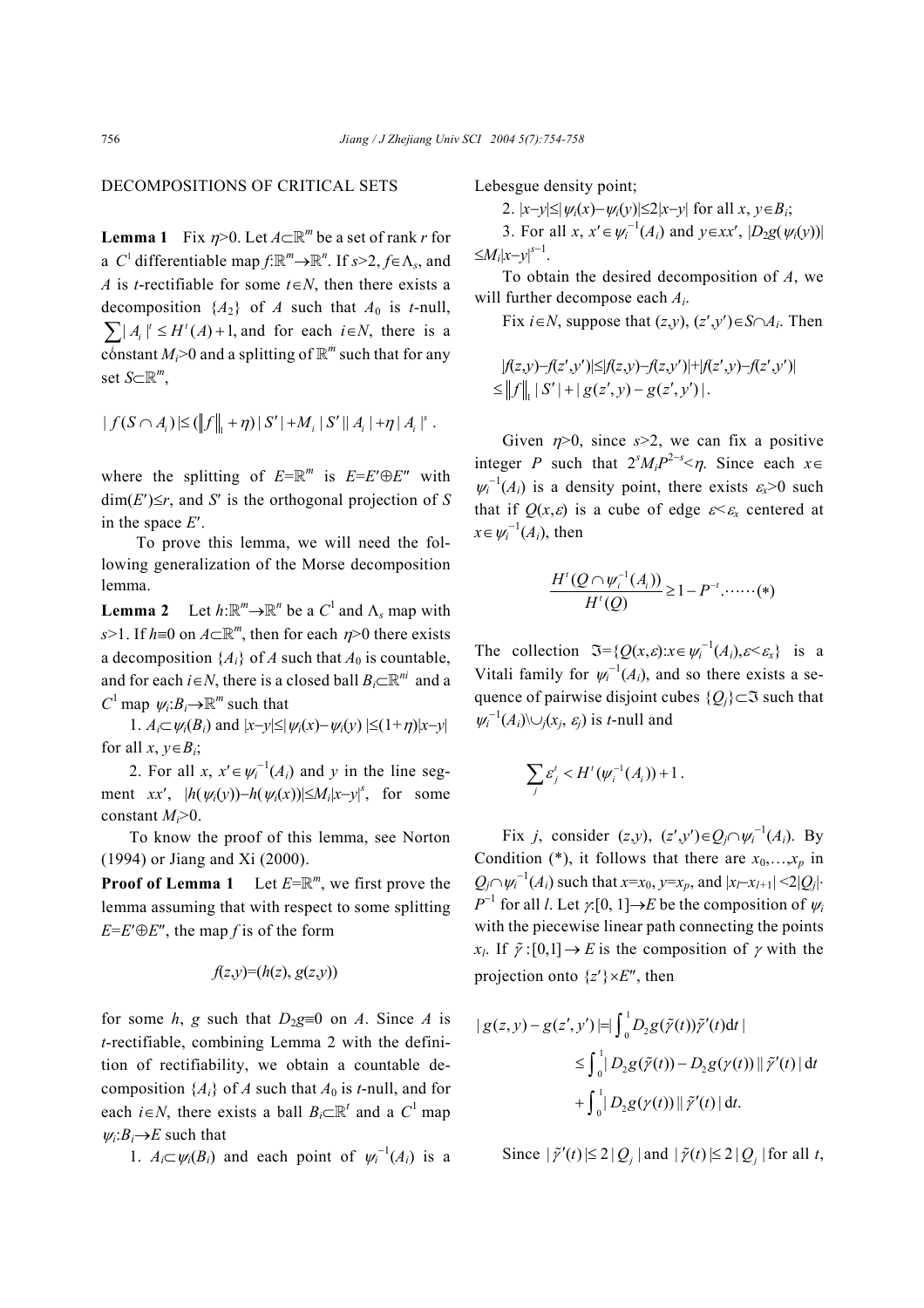## DECOMPOSITIONS OF CRITICAL SETS

**Lemma 1** Fix $\eta>0$. Let $A\subset\mathbb{R}^m$ be a set of rank $r$ for a $C^1$ differentiable map $f:\mathbb{R}^m\to\mathbb{R}^n$. If $s>2$, $f\in\Lambda_s$, and $A$ is $t$-rectifiable for some $t\in N$, then there exists a decomposition $\{A_2\}$ of $A$ such that $A_0$ is $t$-null, $\sum|A_i|^t\leq H^t(A)+1$, and for each $i\in N$, there is a constant $M_i>0$ and a splitting of $\mathbb{R}^m$ such that for any set $S\subset\mathbb{R}^m$,

$$|f(S\cap A_i)|\leq(\|f\|_1+\eta)|S'|+M_i|S'||A_i|+\eta|A_i|^s.$$

where the splitting of $E=\mathbb{R}^m$ is $E=E'\oplus E''$ with $\dim(E')\leq r$, and $S'$ is the orthogonal projection of $S$ in the space $E'$.

To prove this lemma, we will need the following generalization of the Morse decomposition lemma.

**Lemma 2** Let $h:\mathbb{R}^m\to\mathbb{R}^n$ be a $C^1$ and $\Lambda_s$ map with $s>1$. If $h\equiv 0$ on $A\subset\mathbb{R}^m$, then for each $\eta>0$ there exists a decomposition $\{A_i\}$ of $A$ such that $A_0$ is countable, and for each $i\in N$, there is a closed ball $B_i\subset\mathbb{R}^{ni}$ and a $C^1$ map $\psi_i:B_i\to\mathbb{R}^m$ such that

1. $A_i\subset\psi_i(B_i)$ and $|x-y|\leq|\psi_i(x)-\psi_i(y)|\leq(1+\eta)|x-y|$ for all $x, y\in B_i$;

2. For all $x, x'\in\psi_i^{-1}(A_i)$ and $y$ in the line segment $xx'$, $|h(\psi_i(y))-h(\psi_i(x))|\leq M_i|x-y|^s$, for some constant $M_i>0$.

To know the proof of this lemma, see Norton (1994) or Jiang and Xi (2000).

**Proof of Lemma 1** Let $E=\mathbb{R}^m$, we first prove the lemma assuming that with respect to some splitting $E=E'\oplus E''$, the map $f$ is of the form

$$f(z,y)=(h(z), g(z,y))$$

for some $h$, $g$ such that $D_2g\equiv 0$ on $A$. Since $A$ is $t$-rectifiable, combining Lemma 2 with the definition of rectifiability, we obtain a countable decomposition $\{A_i\}$ of $A$ such that $A_0$ is $t$-null, and for each $i\in N$, there exists a ball $B_i\subset\mathbb{R}^t$ and a $C^1$ map $\psi_i:B_i\to E$ such that

1. $A_i\subset\psi_i(B_i)$ and each point of $\psi_i^{-1}(A_i)$ is a Lebesgue density point;

2. $|x-y|\leq|\psi_i(x)-\psi_i(y)|\leq 2|x-y|$ for all $x, y\in B_i$;

3. For all $x, x'\in\psi_i^{-1}(A_i)$ and $y\in xx'$, $|D_2g(\psi_i(y))|\leq M_i|x-y|^{s-1}$.

To obtain the desired decomposition of $A$, we will further decompose each $A_i$.

Fix $i\in N$, suppose that $(z,y)$, $(z',y')\in S\cap A_i$. Then

$$|f(z,y)-f(z',y')|\leq|f(z,y)-f(z,y')|+|f(z',y)-f(z',y')|$$
$$\leq\|f\|_1|S'|+|g(z',y)-g(z',y')|.$$

Given $\eta>0$, since $s>2$, we can fix a positive integer $P$ such that $2^sM_iP^{2-s}<\eta$. Since each $x\in\psi_i^{-1}(A_i)$ is a density point, there exists $\varepsilon_x>0$ such that if $Q(x,\varepsilon)$ is a cube of edge $\varepsilon<\varepsilon_x$ centered at $x\in\psi_i^{-1}(A_i)$, then

$$\frac{H^t(Q\cap\psi_i^{-1}(A_i))}{H^t(Q)}\geq 1-P^{-t}.\cdots\cdots(*)$$

The collection $\Im=\{Q(x,\varepsilon):x\in\psi_i^{-1}(A_i),\varepsilon<\varepsilon_x\}$ is a Vitali family for $\psi_i^{-1}(A_i)$, and so there exists a sequence of pairwise disjoint cubes $\{Q_j\}\subset\Im$ such that $\psi_i^{-1}(A_i)\backslash\cup_j(x_j,\varepsilon_j)$ is $t$-null and

$$\sum_j\varepsilon_j^t<H^t(\psi_i^{-1}(A_i))+1.$$

Fix $j$, consider $(z,y)$, $(z',y')\in Q_j\cap\psi_i^{-1}(A_i)$. By Condition (*), it follows that there are $x_0,\ldots,x_p$ in $Q_j\cap\psi_i^{-1}(A_i)$ such that $x=x_0$, $y=x_p$, and $|x_l-x_{l+1}|<2|Q_j|\cdot P^{-1}$ for all $l$. Let $\gamma:[0,1]\to E$ be the composition of $\psi_i$ with the piecewise linear path connecting the points $x_l$. If $\tilde{\gamma}:[0,1]\to E$ is the composition of $\gamma$ with the projection onto $\{z'\}\times E''$, then

$$|g(z,y)-g(z',y')|=\left|\int_0^1 D_2g(\tilde{\gamma}(t))\tilde{\gamma}'(t)\mathrm{d}t\right|$$
$$\leq\int_0^1|D_2g(\tilde{\gamma}(t))-D_2g(\gamma(t))||\tilde{\gamma}'(t)|\,\mathrm{d}t$$
$$+\int_0^1|D_2g(\gamma(t))||\tilde{\gamma}'(t)|\,\mathrm{d}t.$$

Since $|\tilde{\gamma}'(t)|\leq 2|Q_j|$ and $|\tilde{\gamma}(t)|\leq 2|Q_j|$ for all $t$,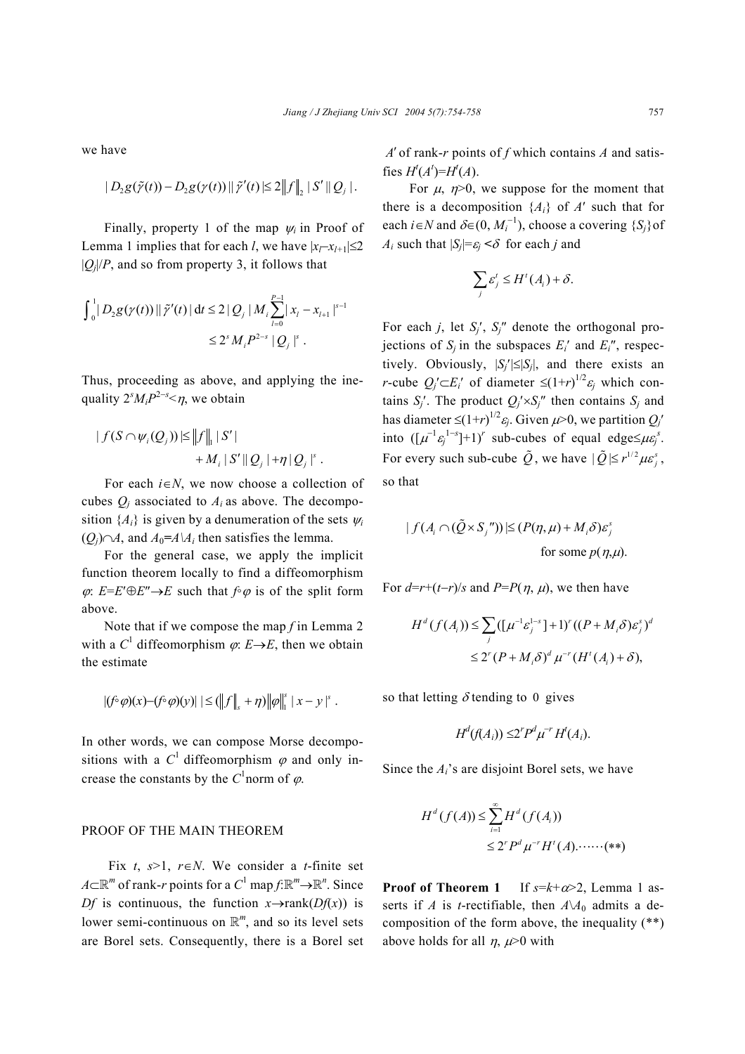we have

$$|D_2g(\tilde{\gamma}(t))-D_2g(\gamma(t))||\tilde{\gamma}'(t)|\leq 2\|f\|_2|S'||Q_j|.$$

Finally, property 1 of the map $\psi_i$ in Proof of Lemma 1 implies that for each $l$, we have $|x_l-x_{l+1}|\leq 2|Q_j|/P$, and so from property 3, it follows that

$$\int_0^1|D_2g(\gamma(t))||\tilde{\gamma}'(t)|\,\mathrm{d}t\leq 2|Q_j|M_i\sum_{l=0}^{P-1}|x_l-x_{l+1}|^{s-1}$$
$$\leq 2^sM_iP^{2-s}|Q_j|^s.$$

Thus, proceeding as above, and applying the inequality $2^sM_iP^{2-s}<\eta$, we obtain

$$|f(S\cap\psi_i(Q_j))|\leq\|f\|_1|S'|$$
$$+M_i|S'||Q_j|+\eta|Q_j|^s.$$

For each $i\in N$, we now choose a collection of cubes $Q_j$ associated to $A_i$ as above. The decomposition $\{A_i\}$ is given by a denumeration of the sets $\psi_i(Q_j)\cap A$, and $A_0=A\backslash A_i$ then satisfies the lemma.

For the general case, we apply the implicit function theorem locally to find a diffeomorphism $\varphi$: $E=E'\oplus E''\rightarrow E$ such that $f\circ\varphi$ is of the split form above.

Note that if we compose the map $f$ in Lemma 2 with a $C^1$ diffeomorphism $\varphi$: $E\rightarrow E$, then we obtain the estimate

$$|(f\circ\varphi)(x)-(f\circ\varphi)(y)|\leq(\|f\|_s+\eta)\|\varphi\|_1^s|x-y|^s.$$

In other words, we can compose Morse decompositions with a $C^1$ diffeomorphism $\varphi$ and only increase the constants by the $C^1$norm of $\varphi$.

## PROOF OF THE MAIN THEOREM

Fix $t$, $s>1$, $r\in N$. We consider a $t$-finite set $A\subset\mathbb{R}^m$ of rank-$r$ points for a $C^1$ map $f$:$\mathbb{R}^m\rightarrow\mathbb{R}^n$. Since $Df$ is continuous, the function $x\rightarrow\text{rank}(Df(x))$ is lower semi-continuous on $\mathbb{R}^m$, and so its level sets are Borel sets. Consequently, there is a Borel set $A'$ of rank-$r$ points of $f$ which contains $A$ and satisfies $H^t(A')=H^t(A)$.

For $\mu$, $\eta>0$, we suppose for the moment that there is a decomposition $\{A_i\}$ of $A'$ such that for each $i\in N$ and $\delta\in(0, M_i^{-1})$, choose a covering $\{S_j\}$of $A_i$ such that $|S_j|=\varepsilon_j<\delta$ for each $j$ and

$$\sum_j\varepsilon_j^t\leq H^t(A_i)+\delta.$$

For each $j$, let $S_j'$, $S_j''$ denote the orthogonal projections of $S_j$ in the subspaces $E_i'$ and $E_i''$, respectively. Obviously, $|S_j'|\leq|S_j|$, and there exists an $r$-cube $Q_j'\subset E_i'$ of diameter $\leq(1+r)^{1/2}\varepsilon_j$ which contains $S_j'$. The product $Q_j'\times S_j''$ then contains $S_j$ and has diameter $\leq(1+r)^{1/2}\varepsilon_j$. Given $\mu>0$, we partition $Q_j'$ into $([\mu^{-1}\varepsilon_j^{1-s}]+1)^r$ sub-cubes of equal edge$\leq\mu\varepsilon_j^s$. For every such sub-cube $\tilde{Q}$, we have $|\tilde{Q}|\leq r^{1/2}\mu\varepsilon_j^s$, so that

$$|f(A_i\cap(\tilde{Q}\times S_j''))|\leq(P(\eta,\mu)+M_i\delta)\varepsilon_j^s$$
$$\text{for some } p(\eta,\mu).$$

For $d=r+(t-r)/s$ and $P=P(\eta,\mu)$, we then have

$$H^d(f(A_i))\leq\sum_j([\mu^{-1}\varepsilon_j^{1-s}]+1)^r((P+M_i\delta)\varepsilon_j^s)^d$$
$$\leq 2^r(P+M_i\delta)^d\mu^{-r}(H^t(A_i)+\delta),$$

so that letting $\delta$ tending to 0 gives

$$H^d(f(A_i))\leq 2^rP^d\mu^{-r}H^t(A_i).$$

Since the $A_i$'s are disjoint Borel sets, we have

$$H^d(f(A))\leq\sum_{i=1}^{\infty}H^d(f(A_i))$$
$$\leq 2^rP^d\mu^{-r}H^t(A).\cdots\cdots(**)$$

**Proof of Theorem 1** If $s=k+\alpha>2$, Lemma 1 asserts if $A$ is $t$-rectifiable, then $A\backslash A_0$ admits a decomposition of the form above, the inequality (**) above holds for all $\eta$, $\mu>0$ with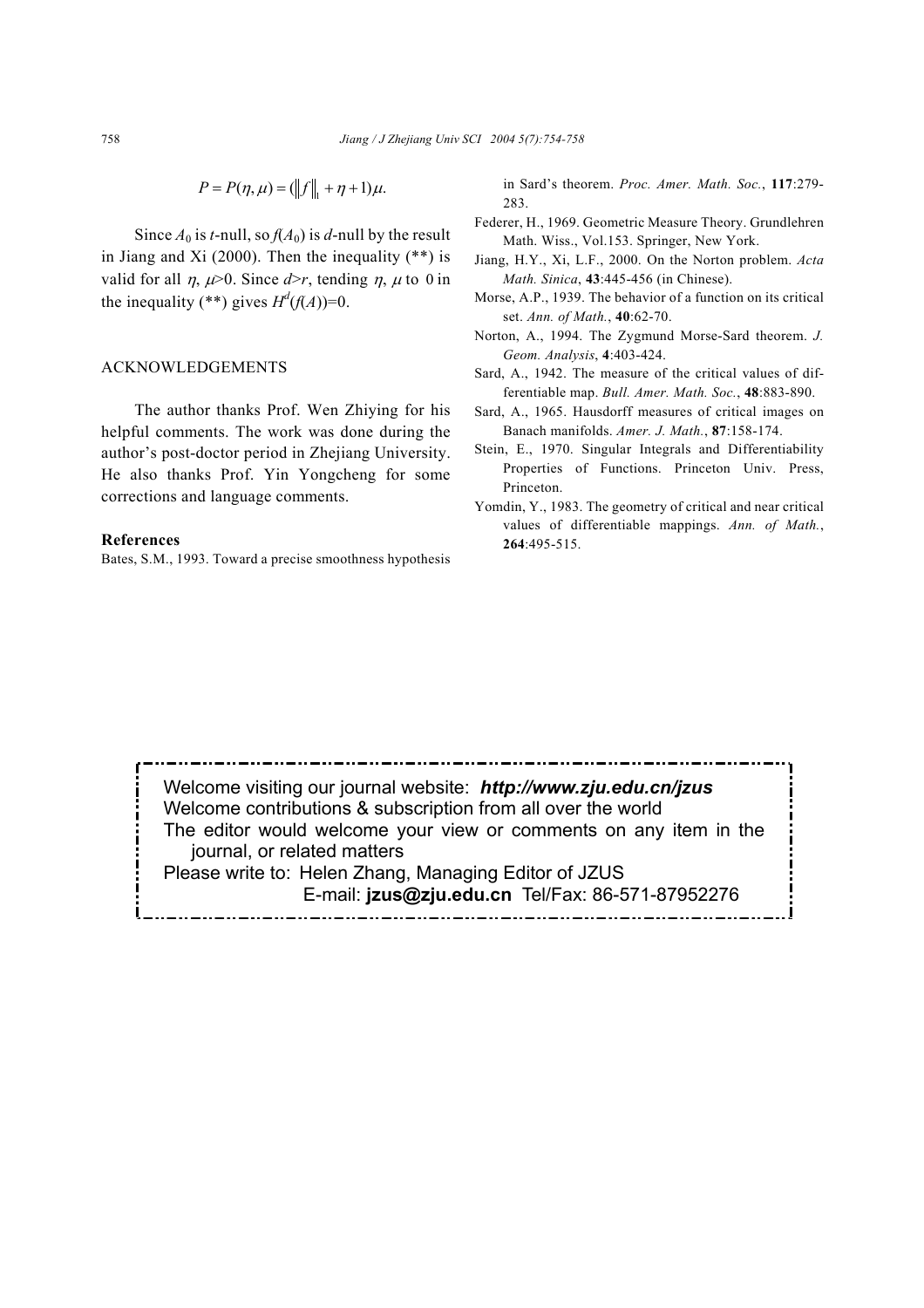$$P = P(\eta, \mu) = (\|f\|_1 + \eta + 1)\mu.$$

Since $A_0$ is $t$-null, so $f(A_0)$ is $d$-null by the result in Jiang and Xi (2000). Then the inequality (**) is valid for all $\eta$, $\mu$>0. Since $d$>$r$, tending $\eta$, $\mu$ to 0 in the inequality (**) gives $H^d(f(A))$=0.

## ACKNOWLEDGEMENTS

The author thanks Prof. Wen Zhiying for his helpful comments. The work was done during the author's post-doctor period in Zhejiang University. He also thanks Prof. Yin Yongcheng for some corrections and language comments.

## References

Bates, S.M., 1993. Toward a precise smoothness hypothesis in Sard's theorem. *Proc. Amer. Math. Soc.*, **117**:279-283.

Federer, H., 1969. Geometric Measure Theory. Grundlehren Math. Wiss., Vol.153. Springer, New York.

Jiang, H.Y., Xi, L.F., 2000. On the Norton problem. *Acta Math. Sinica*, **43**:445-456 (in Chinese).

Morse, A.P., 1939. The behavior of a function on its critical set. *Ann. of Math.*, **40**:62-70.

Norton, A., 1994. The Zygmund Morse-Sard theorem. *J. Geom. Analysis*, **4**:403-424.

Sard, A., 1942. The measure of the critical values of differentiable map. *Bull. Amer. Math. Soc.*, **48**:883-890.

Sard, A., 1965. Hausdorff measures of critical images on Banach manifolds. *Amer. J. Math.*, **87**:158-174.

Stein, E., 1970. Singular Integrals and Differentiability Properties of Functions. Princeton Univ. Press, Princeton.

Yomdin, Y., 1983. The geometry of critical and near critical values of differentiable mappings. *Ann. of Math.*, **264**:495-515.

Welcome visiting our journal website: ***http://www.zju.edu.cn/jzus***
Welcome contributions & subscription from all over the world
The editor would welcome your view or comments on any item in the journal, or related matters
Please write to: Helen Zhang, Managing Editor of JZUS
E-mail: **jzus@zju.edu.cn** Tel/Fax: 86-571-87952276